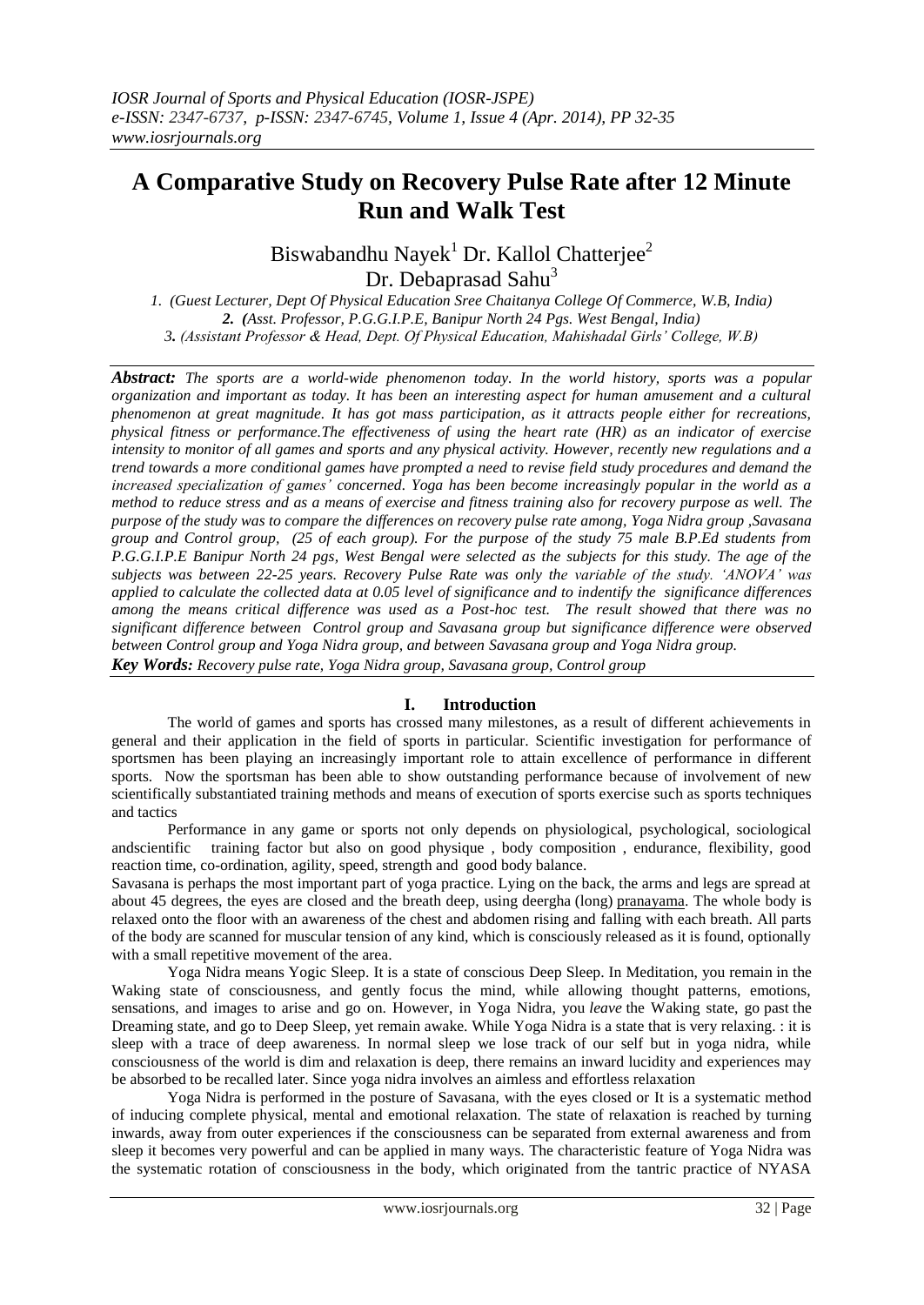# A Comparative Study on Recovery Pulse Rate after 12 Minute Run and Walk Test

Biswabandhu Nayek[1] Dr. Kallol Chatterjee[2]
Dr. Debaprasad Sahu[3]

*1. (Guest Lecturer, Dept Of Physical Education Sree Chaitanya College Of Commerce, W.B, India)*
***2.** (Asst. Professor, P.G.G.I.P.E, Banipur North 24 Pgs. West Bengal, India)*
***3.** (Assistant Professor & Head, Dept. Of Physical Education, Mahishadal Girls' College, W.B)*

***Abstract:*** *The sports are a world-wide phenomenon today. In the world history, sports was a popular organization and important as today. It has been an interesting aspect for human amusement and a cultural phenomenon at great magnitude. It has got mass participation, as it attracts people either for recreations, physical fitness or performance.The effectiveness of using the heart rate (HR) as an indicator of exercise intensity to monitor of all games and sports and any physical activity. However, recently new regulations and a trend towards a more conditional games have prompted a need to revise field study procedures and demand the increased specialization of games' concerned. Yoga has been increasingly popular in the world as a method to reduce stress and as a means of exercise and fitness training also for recovery purpose as well. The purpose of the study was to compare the differences on recovery pulse rate among, Yoga Nidra group ,Savasana group and Control group, (25 of each group). For the purpose of the study 75 male B.P.Ed students from P.G.G.I.P.E Banipur North 24 pgs, West Bengal were selected as the subjects for this study. The age of the subjects was between 22-25 years. Recovery Pulse Rate was only the variable of the study. 'ANOVA' was applied to calculate the collected data at 0.05 level of significance and to indentify the significance differences among the means critical difference was used as a Post-hoc test. The result showed that there was no significant difference between Control group and Savasana group but significance difference were observed between Control group and Yoga Nidra group, and between Savasana group and Yoga Nidra group.*

***Key Words:*** *Recovery pulse rate, Yoga Nidra group, Savasana group, Control group*

## I. Introduction

The world of games and sports has crossed many milestones, as a result of different achievements in general and their application in the field of sports in particular. Scientific investigation for performance of sportsmen has been playing an increasingly important role to attain excellence of performance in different sports. Now the sportsman has been able to show outstanding performance because of involvement of new scientifically substantiated training methods and means of execution of sports exercise such as sports techniques and tactics

Performance in any game or sports not only depends on physiological, psychological, sociological andscientific training factor but also on good physique , body composition , endurance, flexibility, good reaction time, co-ordination, agility, speed, strength and good body balance.

Savasana is perhaps the most important part of yoga practice. Lying on the back, the arms and legs are spread at about 45 degrees, the eyes are closed and the breath deep, using deergha (long) pranayama. The whole body is relaxed onto the floor with an awareness of the chest and abdomen rising and falling with each breath. All parts of the body are scanned for muscular tension of any kind, which is consciously released as it is found, optionally with a small repetitive movement of the area.

Yoga Nidra means Yogic Sleep. It is a state of conscious Deep Sleep. In Meditation, you remain in the Waking state of consciousness, and gently focus the mind, while allowing thought patterns, emotions, sensations, and images to arise and go on. However, in Yoga Nidra, you *leave* the Waking state, go past the Dreaming state, and go to Deep Sleep, yet remain awake. While Yoga Nidra is a state that is very relaxing. : it is sleep with a trace of deep awareness. In normal sleep we lose track of our self but in yoga nidra, while consciousness of the world is dim and relaxation is deep, there remains an inward lucidity and experiences may be absorbed to be recalled later. Since yoga nidra involves an aimless and effortless relaxation

Yoga Nidra is performed in the posture of Savasana, with the eyes closed or It is a systematic method of inducing complete physical, mental and emotional relaxation. The state of relaxation is reached by turning inwards, away from outer experiences if the consciousness can be separated from external awareness and from sleep it becomes very powerful and can be applied in many ways. The characteristic feature of Yoga Nidra was the systematic rotation of consciousness in the body, which originated from the tantric practice of NYASA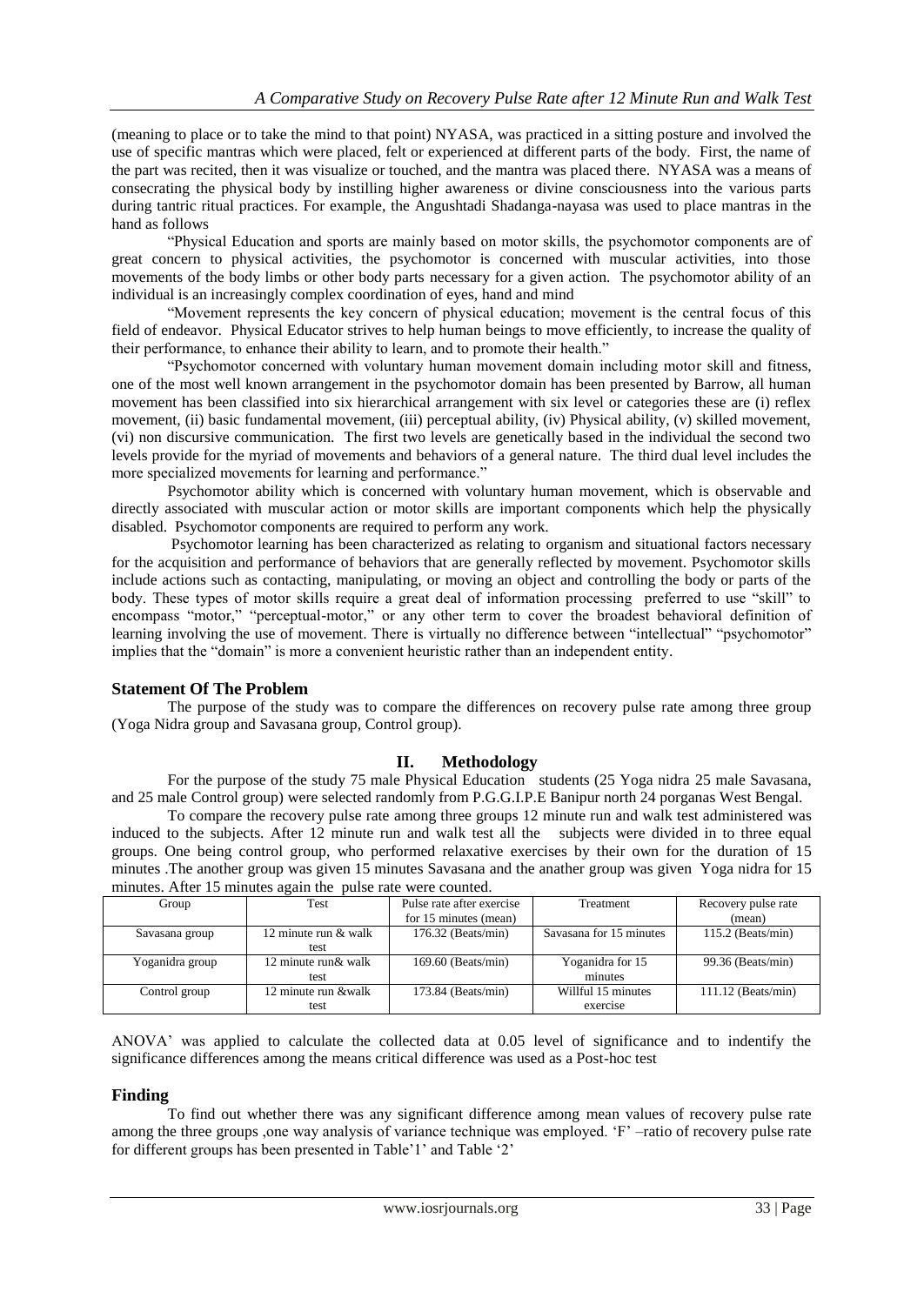(meaning to place or to take the mind to that point) NYASA, was practiced in a sitting posture and involved the use of specific mantras which were placed, felt or experienced at different parts of the body. First, the name of the part was recited, then it was visualize or touched, and the mantra was placed there. NYASA was a means of consecrating the physical body by instilling higher awareness or divine consciousness into the various parts during tantric ritual practices. For example, the Angushtadi Shadanga-nayasa was used to place mantras in the hand as follows

"Physical Education and sports are mainly based on motor skills, the psychomotor components are of great concern to physical activities, the psychomotor is concerned with muscular activities, into those movements of the body limbs or other body parts necessary for a given action. The psychomotor ability of an individual is an increasingly complex coordination of eyes, hand and mind

"Movement represents the key concern of physical education; movement is the central focus of this field of endeavor. Physical Educator strives to help human beings to move efficiently, to increase the quality of their performance, to enhance their ability to learn, and to promote their health."

"Psychomotor concerned with voluntary human movement domain including motor skill and fitness, one of the most well known arrangement in the psychomotor domain has been presented by Barrow, all human movement has been classified into six hierarchical arrangement with six level or categories these are (i) reflex movement, (ii) basic fundamental movement, (iii) perceptual ability, (iv) Physical ability, (v) skilled movement, (vi) non discursive communication. The first two levels are genetically based in the individual the second two levels provide for the myriad of movements and behaviors of a general nature. The third dual level includes the more specialized movements for learning and performance."

Psychomotor ability which is concerned with voluntary human movement, which is observable and directly associated with muscular action or motor skills are important components which help the physically disabled. Psychomotor components are required to perform any work.

Psychomotor learning has been characterized as relating to organism and situational factors necessary for the acquisition and performance of behaviors that are generally reflected by movement. Psychomotor skills include actions such as contacting, manipulating, or moving an object and controlling the body or parts of the body. These types of motor skills require a great deal of information processing preferred to use "skill" to encompass "motor," "perceptual-motor," or any other term to cover the broadest behavioral definition of learning involving the use of movement. There is virtually no difference between "intellectual" "psychomotor" implies that the "domain" is more a convenient heuristic rather than an independent entity.

### Statement Of The Problem

The purpose of the study was to compare the differences on recovery pulse rate among three group (Yoga Nidra group and Savasana group, Control group).

## II. Methodology

For the purpose of the study 75 male Physical Education students (25 Yoga nidra 25 male Savasana, and 25 male Control group) were selected randomly from P.G.G.I.P.E Banipur north 24 porganas West Bengal.

To compare the recovery pulse rate among three groups 12 minute run and walk test administered was induced to the subjects. After 12 minute run and walk test all the subjects were divided in to three equal groups. One being control group, who performed relaxative exercises by their own for the duration of 15 minutes .The another group was given 15 minutes Savasana and the anather group was given Yoga nidra for 15 minutes. After 15 minutes again the pulse rate were counted.

| Group | Test | Pulse rate after exercise for 15 minutes (mean) | Treatment | Recovery pulse rate (mean) |
|---|---|---|---|---|
| Savasana group | 12 minute run & walk test | 176.32 (Beats/min) | Savasana for 15 minutes | 115.2 (Beats/min) |
| Yoganidra group | 12 minute run& walk test | 169.60 (Beats/min) | Yoganidra for 15 minutes | 99.36 (Beats/min) |
| Control group | 12 minute run &walk test | 173.84 (Beats/min) | Willful 15 minutes exercise | 111.12 (Beats/min) |

ANOVA' was applied to calculate the collected data at 0.05 level of significance and to indentify the significance differences among the means critical difference was used as a Post-hoc test

### Finding

To find out whether there was any significant difference among mean values of recovery pulse rate among the three groups ,one way analysis of variance technique was employed. 'F' –ratio of recovery pulse rate for different groups has been presented in Table'1' and Table '2'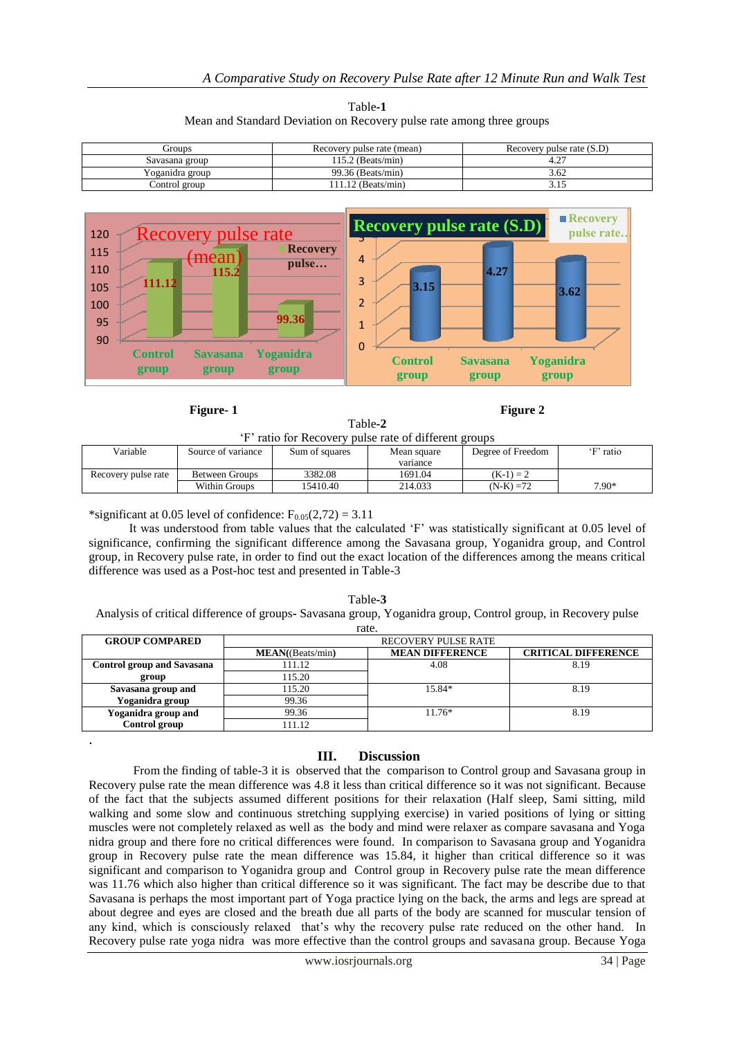Table-**1**
Mean and Standard Deviation on Recovery pulse rate among three groups

| Groups | Recovery pulse rate (mean) | Recovery pulse rate (S.D) |
|---|---|---|
| Savasana group | 115.2 (Beats/min) | 4.27 |
| Yoganidra group | 99.36 (Beats/min) | 3.62 |
| Control group | 111.12 (Beats/min) | 3.15 |

**Figure- 1** **Figure 2**

Table-**2**
'F' ratio for Recovery pulse rate of different groups

| Variable | Source of variance | Sum of squares | Mean square variance | Degree of Freedom | 'F' ratio |
|---|---|---|---|---|---|
| Recovery pulse rate | Between Groups | 3382.08 | 1691.04 | (K-1) = 2 | |
| | Within Groups | 15410.40 | 214.033 | (N-K) =72 | 7.90* |

*significant at 0.05 level of confidence: $F_{0.05}(2,72) = 3.11$

It was understood from table values that the calculated 'F' was statistically significant at 0.05 level of significance, confirming the significant difference among the Savasana group, Yoganidra group, and Control group, in Recovery pulse rate, in order to find out the exact location of the differences among the means critical difference was used as a Post-hoc test and presented in Table-3

Table-**3**
Analysis of critical difference of groups- Savasana group, Yoganidra group, Control group, in Recovery pulse rate.

| **GROUP COMPARED** | RECOVERY PULSE RATE | | |
|---|---|---|---|
| | **MEAN**((Beats/min) | **MEAN DIFFERENCE** | **CRITICAL DIFFERENCE** |
| **Control group and Savasana group** | 111.12 | 4.08 | 8.19 |
| | 115.20 | | |
| **Savasana group and Yoganidra group** | 115.20 | 15.84* | 8.19 |
| | 99.36 | | |
| **Yoganidra group and Control group** | 99.36 | 11.76* | 8.19 |
| | 111.12 | | |

.

## III. Discussion

From the finding of table-3 it is observed that the comparison to Control group and Savasana group in Recovery pulse rate the mean difference was 4.8 it less than critical difference so it was not significant. Because of the fact that the subjects assumed different positions for their relaxation (Half sleep, Sami sitting, mild walking and some slow and continuous stretching supplying exercise) in varied positions of lying or sitting muscles were not completely relaxed as well as the body and mind were relaxer as compare savasana and Yoga nidra group and there fore no critical differences were found. In comparison to Savasana group and Yoganidra group in Recovery pulse rate the mean difference was 15.84, it higher than critical difference so it was significant and comparison to Yoganidra group and Control group in Recovery pulse rate the mean difference was 11.76 which also higher than critical difference so it was significant. The fact may be describe due to that Savasana is perhaps the most important part of Yoga practice lying on the back, the arms and legs are spread at about degree and eyes are closed and the breath due all parts of the body are scanned for muscular tension of any kind, which is consciously relaxed that's why the recovery pulse rate reduced on the other hand. In Recovery pulse rate yoga nidra was more effective than the control groups and savasana group. Because Yoga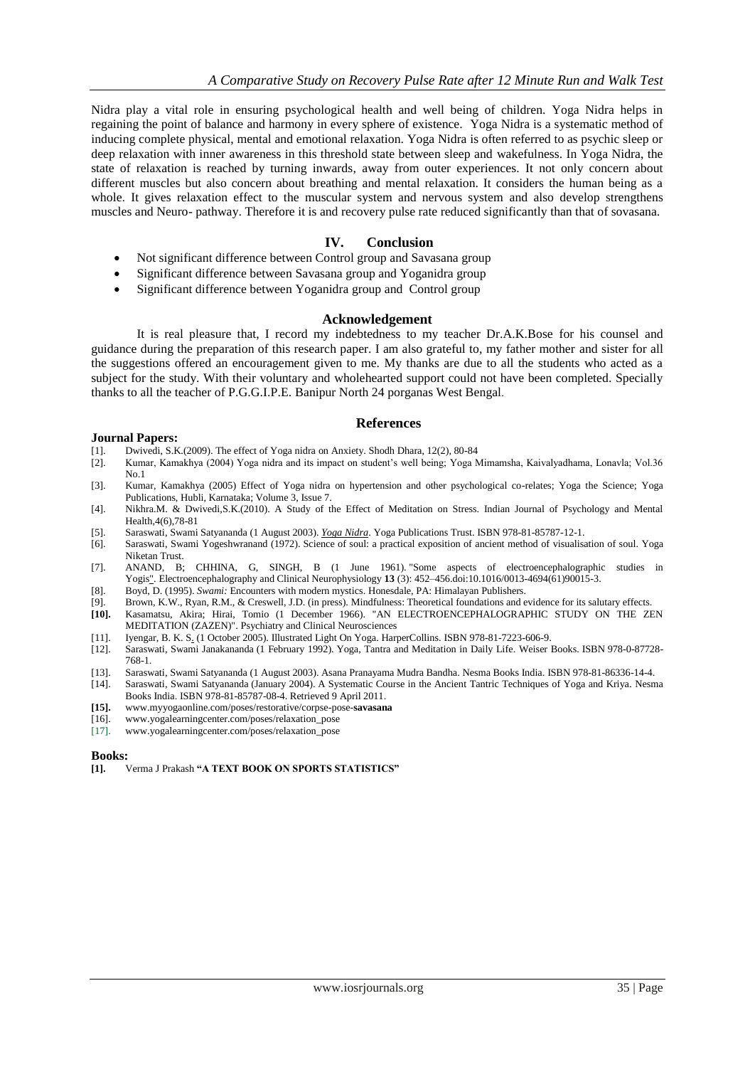Nidra play a vital role in ensuring psychological health and well being of children. Yoga Nidra helps in regaining the point of balance and harmony in every sphere of existence. Yoga Nidra is a systematic method of inducing complete physical, mental and emotional relaxation. Yoga Nidra is often referred to as psychic sleep or deep relaxation with inner awareness in this threshold state between sleep and wakefulness. In Yoga Nidra, the state of relaxation is reached by turning inwards, away from outer experiences. It not only concern about different muscles but also concern about breathing and mental relaxation. It considers the human being as a whole. It gives relaxation effect to the muscular system and nervous system and also develop strengthens muscles and Neuro- pathway. Therefore it is and recovery pulse rate reduced significantly than that of sovasana.

## IV. Conclusion

- Not significant difference between Control group and Savasana group
- Significant difference between Savasana group and Yoganidra group
- Significant difference between Yoganidra group and Control group

## Acknowledgement

It is real pleasure that, I record my indebtedness to my teacher Dr.A.K.Bose for his counsel and guidance during the preparation of this research paper. I am also grateful to, my father mother and sister for all the suggestions offered an encouragement given to me. My thanks are due to all the students who acted as a subject for the study. With their voluntary and wholehearted support could not have been completed. Specially thanks to all the teacher of P.G.G.I.P.E. Banipur North 24 porganas West Bengal.

## References

### Journal Papers:

[1]. Dwivedi, S.K.(2009). The effect of Yoga nidra on Anxiety. Shodh Dhara, 12(2), 80-84

[2]. Kumar, Kamakhya (2004) Yoga nidra and its impact on student's well being; Yoga Mimamsha, Kaivalyadhama, Lonavla; Vol.36 No.1

[3]. Kumar, Kamakhya (2005) Effect of Yoga nidra on hypertension and other psychological co-relates; Yoga the Science; Yoga Publications, Hubli, Karnataka; Volume 3, Issue 7.

[4]. Nikhra.M. & Dwivedi,S.K.(2010). A Study of the Effect of Meditation on Stress. Indian Journal of Psychology and Mental Health,4(6),78-81

[5]. Saraswati, Swami Satyananda (1 August 2003). *Yoga Nidra*. Yoga Publications Trust. ISBN 978-81-85787-12-1.

[6]. Saraswati, Swami Yogeshwranand (1972). Science of soul: a practical exposition of ancient method of visualisation of soul. Yoga Niketan Trust.

[7]. ANAND, B; CHHINA, G, SINGH, B (1 June 1961). "Some aspects of electroencephalographic studies in Yogis". Electroencephalography and Clinical Neurophysiology **13** (3): 452–456.doi:10.1016/0013-4694(61)90015-3.

[8]. Boyd, D. (1995). *Swami:* Encounters with modern mystics. Honesdale, PA: Himalayan Publishers.

[9]. Brown, K.W., Ryan, R.M., & Creswell, J.D. (in press). Mindfulness: Theoretical foundations and evidence for its salutary effects.

**[10].** Kasamatsu, Akira; Hirai, Tomio (1 December 1966). "AN ELECTROENCEPHALOGRAPHIC STUDY ON THE ZEN MEDITATION (ZAZEN)". Psychiatry and Clinical Neurosciences

[11]. Iyengar, B. K. S. (1 October 2005). Illustrated Light On Yoga. HarperCollins. ISBN 978-81-7223-606-9.

[12]. Saraswati, Swami Janakananda (1 February 1992). Yoga, Tantra and Meditation in Daily Life. Weiser Books. ISBN 978-0-87728-768-1.

[13]. Saraswati, Swami Satyananda (1 August 2003). Asana Pranayama Mudra Bandha. Nesma Books India. ISBN 978-81-86336-14-4.

[14]. Saraswati, Swami Satyananda (January 2004). A Systematic Course in the Ancient Tantric Techniques of Yoga and Kriya. Nesma Books India. ISBN 978-81-85787-08-4. Retrieved 9 April 2011.

**[15].** www.myyogaonline.com/poses/restorative/corpse-pose-**savasana**

[16]. www.yogalearningcenter.com/poses/relaxation_pose

[17]. www.yogalearningcenter.com/poses/relaxation_pose

### Books:

**[1].** Verma J Prakash **"A TEXT BOOK ON SPORTS STATISTICS"**